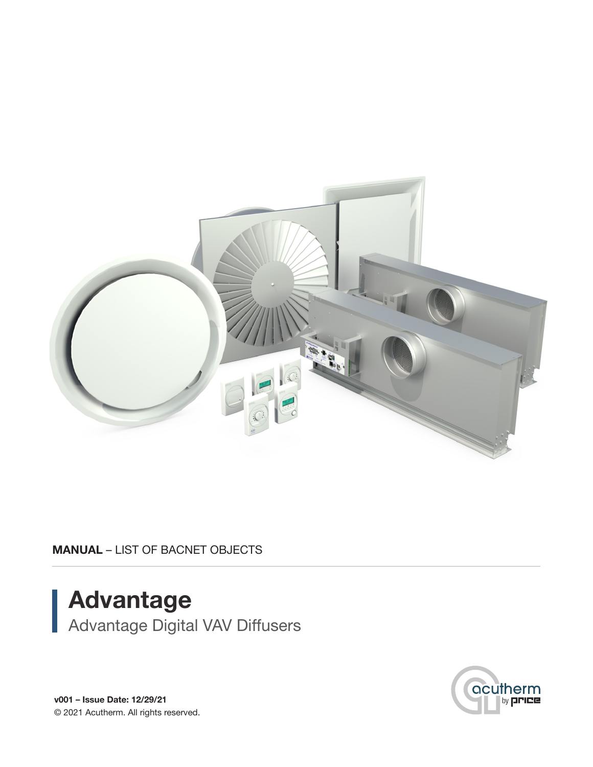**MANUAL** – LIST OF BACNET OBJECTS

# Advantage

Advantage Digital VAV Diffusers

**v001 – Issue Date: 12/29/21**

© 2021 Acutherm. All rights reserved.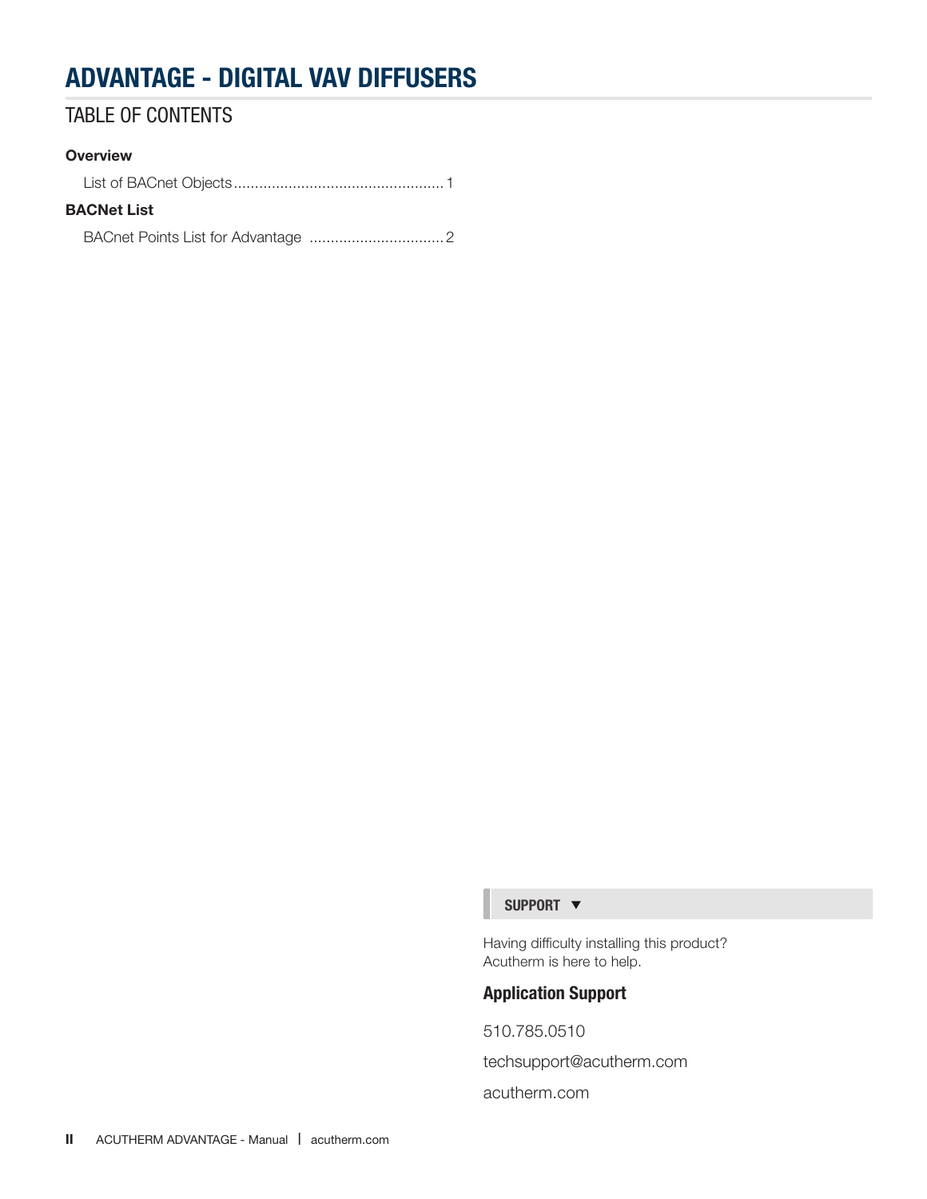# ADVANTAGE - DIGITAL VAV DIFFUSERS

## TABLE OF CONTENTS

**Overview**

List of BACnet Objects ................................................. 1

**BACNet List**

BACnet Points List for Advantage ................................ 2

**SUPPORT ▼**

Having difficulty installing this product?
Acutherm is here to help.

**Application Support**

510.785.0510

techsupport@acutherm.com

acutherm.com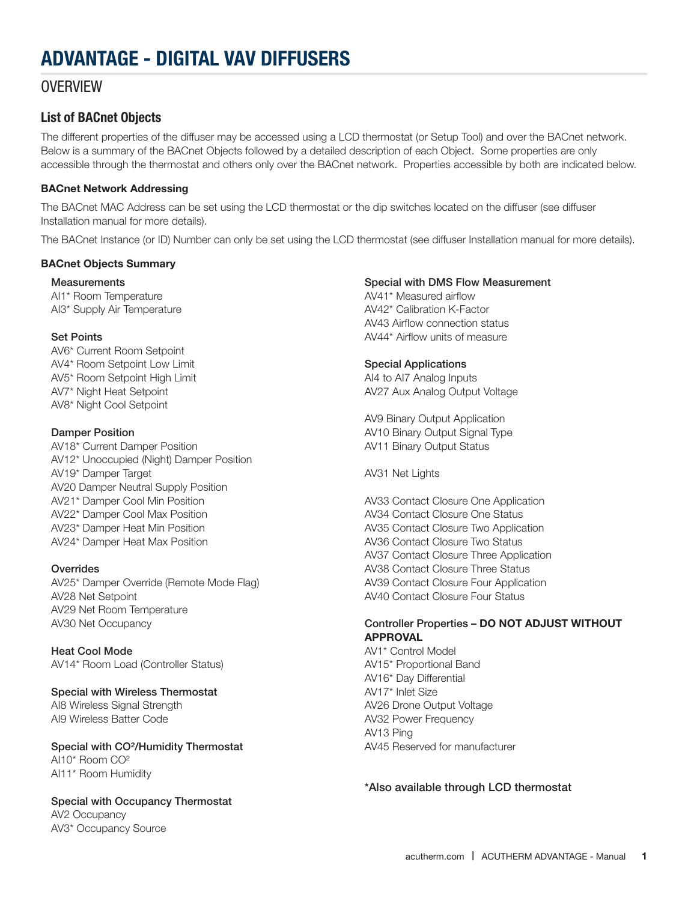# ADVANTAGE - DIGITAL VAV DIFFUSERS

## OVERVIEW

### List of BACnet Objects

The different properties of the diffuser may be accessed using a LCD thermostat (or Setup Tool) and over the BACnet network. Below is a summary of the BACnet Objects followed by a detailed description of each Object. Some properties are only accessible through the thermostat and others only over the BACnet network. Properties accessible by both are indicated below.

**BACnet Network Addressing**

The BACnet MAC Address can be set using the LCD thermostat or the dip switches located on the diffuser (see diffuser Installation manual for more details).

The BACnet Instance (or ID) Number can only be set using the LCD thermostat (see diffuser Installation manual for more details).

**BACnet Objects Summary**

**Measurements**
AI1* Room Temperature
AI3* Supply Air Temperature

**Set Points**
AV6* Current Room Setpoint
AV4* Room Setpoint Low Limit
AV5* Room Setpoint High Limit
AV7* Night Heat Setpoint
AV8* Night Cool Setpoint

**Damper Position**
AV18* Current Damper Position
AV12* Unoccupied (Night) Damper Position
AV19* Damper Target
AV20 Damper Neutral Supply Position
AV21* Damper Cool Min Position
AV22* Damper Cool Max Position
AV23* Damper Heat Min Position
AV24* Damper Heat Max Position

**Overrides**
AV25* Damper Override (Remote Mode Flag)
AV28 Net Setpoint
AV29 Net Room Temperature
AV30 Net Occupancy

**Heat Cool Mode**
AV14* Room Load (Controller Status)

**Special with Wireless Thermostat**
AI8 Wireless Signal Strength
AI9 Wireless Batter Code

**Special with CO²/Humidity Thermostat**
AI10* Room CO²
AI11* Room Humidity

**Special with Occupancy Thermostat**
AV2 Occupancy
AV3* Occupancy Source

**Special with DMS Flow Measurement**
AV41* Measured airflow
AV42* Calibration K-Factor
AV43 Airflow connection status
AV44* Airflow units of measure

**Special Applications**
AI4 to AI7 Analog Inputs
AV27 Aux Analog Output Voltage

AV9 Binary Output Application
AV10 Binary Output Signal Type
AV11 Binary Output Status

AV31 Net Lights

AV33 Contact Closure One Application
AV34 Contact Closure One Status
AV35 Contact Closure Two Application
AV36 Contact Closure Two Status
AV37 Contact Closure Three Application
AV38 Contact Closure Three Status
AV39 Contact Closure Four Application
AV40 Contact Closure Four Status

**Controller Properties – DO NOT ADJUST WITHOUT APPROVAL**
AV1* Control Model
AV15* Proportional Band
AV16* Day Differential
AV17* Inlet Size
AV26 Drone Output Voltage
AV32 Power Frequency
AV13 Ping
AV45 Reserved for manufacturer

**\*Also available through LCD thermostat**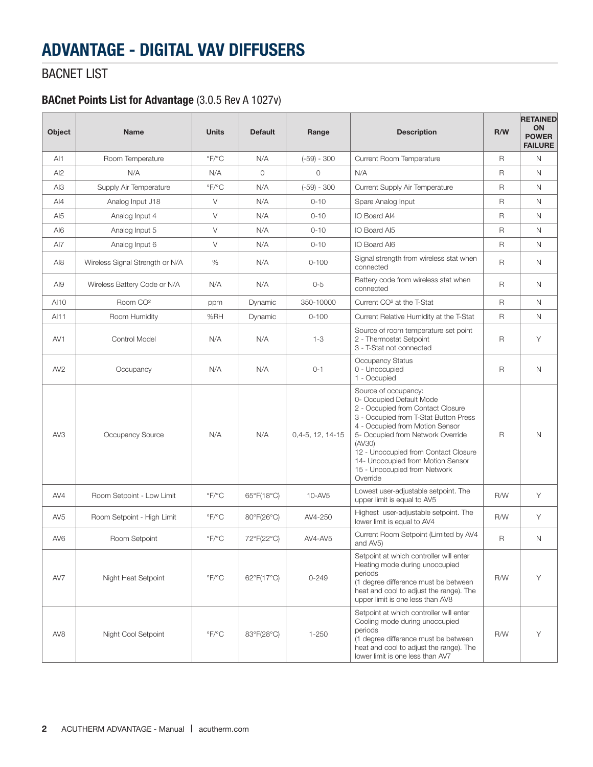# ADVANTAGE - DIGITAL VAV DIFFUSERS

## BACNET LIST

### BACnet Points List for Advantage (3.0.5 Rev A 1027v)

| Object | Name | Units | Default | Range | Description | R/W | RETAINED ON POWER FAILURE |
|---|---|---|---|---|---|---|---|
| AI1 | Room Temperature | °F/°C | N/A | (-59) - 300 | Current Room Temperature | R | N |
| AI2 | N/A | N/A | 0 | 0 | N/A | R | N |
| AI3 | Supply Air Temperature | °F/°C | N/A | (-59) - 300 | Current Supply Air Temperature | R | N |
| AI4 | Analog Input J18 | V | N/A | 0-10 | Spare Analog Input | R | N |
| AI5 | Analog Input 4 | V | N/A | 0-10 | IO Board AI4 | R | N |
| AI6 | Analog Input 5 | V | N/A | 0-10 | IO Board AI5 | R | N |
| AI7 | Analog Input 6 | V | N/A | 0-10 | IO Board AI6 | R | N |
| AI8 | Wireless Signal Strength or N/A | % | N/A | 0-100 | Signal strength from wireless stat when connected | R | N |
| AI9 | Wireless Battery Code or N/A | N/A | N/A | 0-5 | Battery code from wireless stat when connected | R | N |
| AI10 | Room $CO^2$ | ppm | Dynamic | 350-10000 | Current $CO^2$ at the T-Stat | R | N |
| AI11 | Room Humidity | %RH | Dynamic | 0-100 | Current Relative Humidity at the T-Stat | R | N |
| AV1 | Control Model | N/A | N/A | 1-3 | Source of room temperature set point<br>2 - Thermostat Setpoint<br>3 - T-Stat not connected | R | Y |
| AV2 | Occupancy | N/A | N/A | 0-1 | Occupancy Status<br>0 - Unoccupied<br>1 - Occupied | R | N |
| AV3 | Occupancy Source | N/A | N/A | 0,4-5, 12, 14-15 | Source of occupancy:<br>0- Occupied Default Mode<br>2 - Occupied from Contact Closure<br>3 - Occupied from T-Stat Button Press<br>4 - Occupied from Motion Sensor<br>5- Occupied from Network Override (AV30)<br>12 - Unoccupied from Contact Closure<br>14- Unoccupied from Motion Sensor<br>15 - Unoccupied from Network Override | R | N |
| AV4 | Room Setpoint - Low Limit | °F/°C | 65°F(18°C) | 10-AV5 | Lowest user-adjustable setpoint. The upper limit is equal to AV5 | R/W | Y |
| AV5 | Room Setpoint - High Limit | °F/°C | 80°F(26°C) | AV4-250 | Highest user-adjustable setpoint. The lower limit is equal to AV4 | R/W | Y |
| AV6 | Room Setpoint | °F/°C | 72°F(22°C) | AV4-AV5 | Current Room Setpoint (Limited by AV4 and AV5) | R | N |
| AV7 | Night Heat Setpoint | °F/°C | 62°F(17°C) | 0-249 | Setpoint at which controller will enter Heating mode during unoccupied periods<br>(1 degree difference must be between heat and cool to adjust the range). The upper limit is one less than AV8 | R/W | Y |
| AV8 | Night Cool Setpoint | °F/°C | 83°F(28°C) | 1-250 | Setpoint at which controller will enter Cooling mode during unoccupied periods<br>(1 degree difference must be between heat and cool to adjust the range). The lower limit is one less than AV7 | R/W | Y |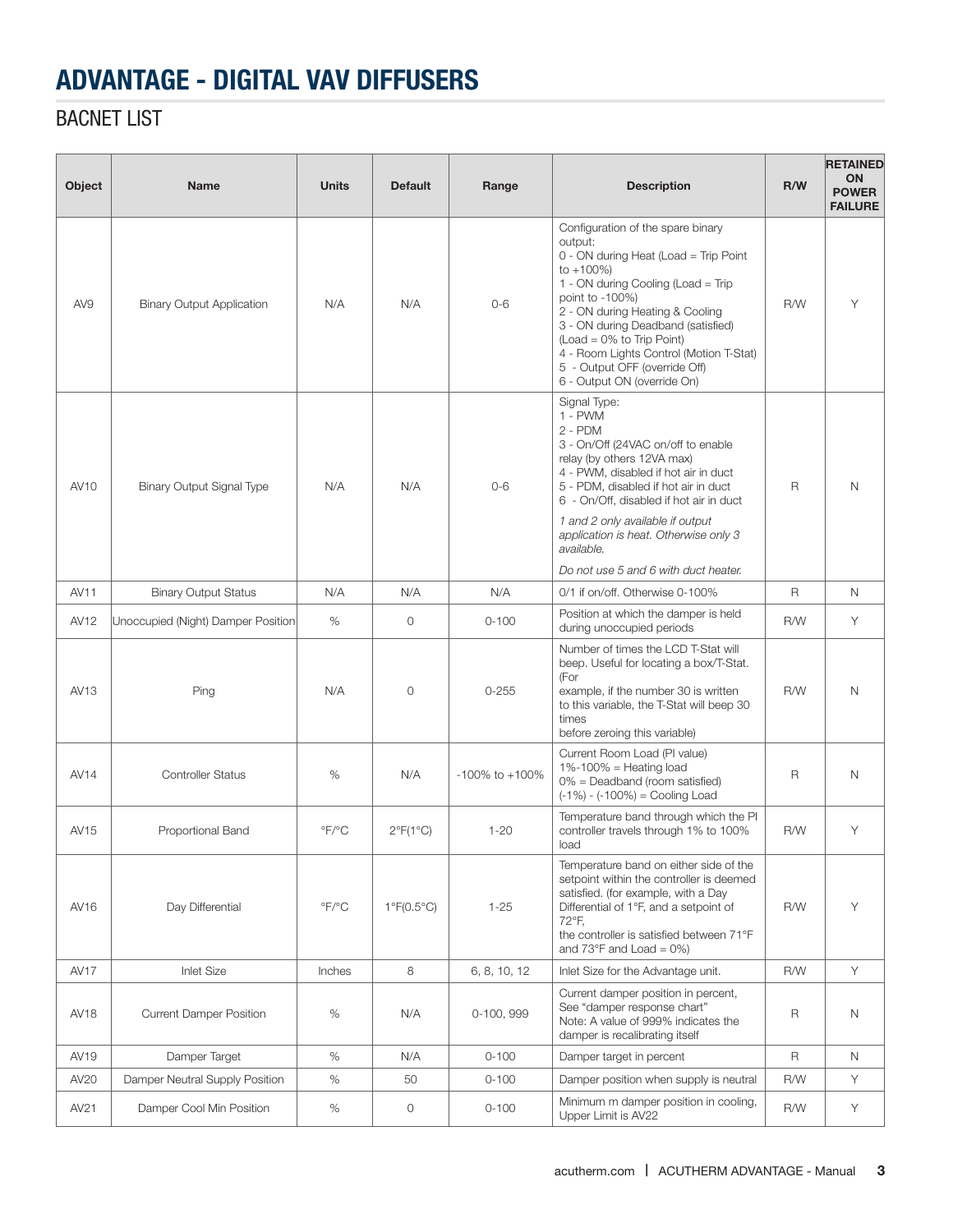# ADVANTAGE - DIGITAL VAV DIFFUSERS

## BACNET LIST

| Object | Name | Units | Default | Range | Description | R/W | RETAINED ON POWER FAILURE |
|---|---|---|---|---|---|---|---|
| AV9 | Binary Output Application | N/A | N/A | 0-6 | Configuration of the spare binary output:<br>0 - ON during Heat (Load = Trip Point to +100%)<br>1 - ON during Cooling (Load = Trip point to -100%)<br>2 - ON during Heating & Cooling<br>3 - ON during Deadband (satisfied) (Load = 0% to Trip Point)<br>4 - Room Lights Control (Motion T-Stat)<br>5 - Output OFF (override Off)<br>6 - Output ON (override On) | R/W | Y |
| AV10 | Binary Output Signal Type | N/A | N/A | 0-6 | Signal Type:<br>1 - PWM<br>2 - PDM<br>3 - On/Off (24VAC on/off to enable relay (by others 12VA max)<br>4 - PWM, disabled if hot air in duct<br>5 - PDM, disabled if hot air in duct<br>6 - On/Off, disabled if hot air in duct<br>*1 and 2 only available if output application is heat. Otherwise only 3 available.*<br>*Do not use 5 and 6 with duct heater.* | R | N |
| AV11 | Binary Output Status | N/A | N/A | N/A | 0/1 if on/off. Otherwise 0-100% | R | N |
| AV12 | Unoccupied (Night) Damper Position | % | 0 | 0-100 | Position at which the damper is held during unoccupied periods | R/W | Y |
| AV13 | Ping | N/A | 0 | 0-255 | Number of times the LCD T-Stat will beep. Useful for locating a box/T-Stat. (For example, if the number 30 is written to this variable, the T-Stat will beep 30 times before zeroing this variable) | R/W | N |
| AV14 | Controller Status | % | N/A | -100% to +100% | Current Room Load (PI value)<br>1%-100% = Heating load<br>0% = Deadband (room satisfied)<br>(-1%) - (-100%) = Cooling Load | R | N |
| AV15 | Proportional Band | °F/°C | 2°F(1°C) | 1-20 | Temperature band through which the PI controller travels through 1% to 100% load | R/W | Y |
| AV16 | Day Differential | °F/°C | 1°F(0.5°C) | 1-25 | Temperature band on either side of the setpoint within the controller is deemed satisfied. (for example, with a Day Differential of 1°F, and a setpoint of 72°F, the controller is satisfied between 71°F and 73°F and Load = 0%) | R/W | Y |
| AV17 | Inlet Size | Inches | 8 | 6, 8, 10, 12 | Inlet Size for the Advantage unit. | R/W | Y |
| AV18 | Current Damper Position | % | N/A | 0-100, 999 | Current damper position in percent, See "damper response chart"<br>Note: A value of 999% indicates the damper is recalibrating itself | R | N |
| AV19 | Damper Target | % | N/A | 0-100 | Damper target in percent | R | N |
| AV20 | Damper Neutral Supply Position | % | 50 | 0-100 | Damper position when supply is neutral | R/W | Y |
| AV21 | Damper Cool Min Position | % | 0 | 0-100 | Minimum m damper position in cooling, Upper Limit is AV22 | R/W | Y |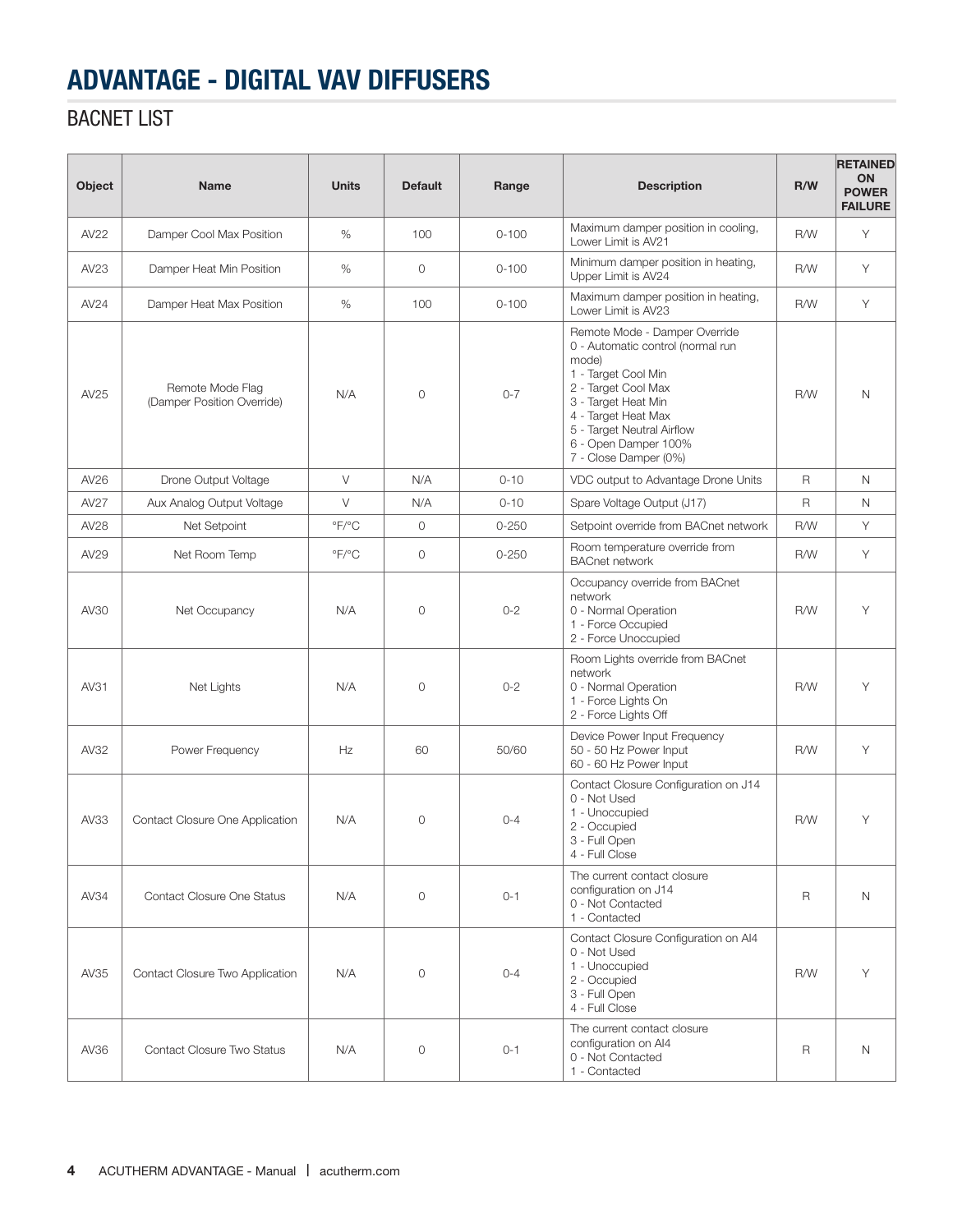# ADVANTAGE - DIGITAL VAV DIFFUSERS

## BACNET LIST

| Object | Name | Units | Default | Range | Description | R/W | RETAINED ON POWER FAILURE |
|---|---|---|---|---|---|---|---|
| AV22 | Damper Cool Max Position | % | 100 | 0-100 | Maximum damper position in cooling, Lower Limit is AV21 | R/W | Y |
| AV23 | Damper Heat Min Position | % | 0 | 0-100 | Minimum damper position in heating, Upper Limit is AV24 | R/W | Y |
| AV24 | Damper Heat Max Position | % | 100 | 0-100 | Maximum damper position in heating, Lower Limit is AV23 | R/W | Y |
| AV25 | Remote Mode Flag (Damper Position Override) | N/A | 0 | 0-7 | Remote Mode - Damper Override<br>0 - Automatic control (normal run mode)<br>1 - Target Cool Min<br>2 - Target Cool Max<br>3 - Target Heat Min<br>4 - Target Heat Max<br>5 - Target Neutral Airflow<br>6 - Open Damper 100%<br>7 - Close Damper (0%) | R/W | N |
| AV26 | Drone Output Voltage | V | N/A | 0-10 | VDC output to Advantage Drone Units | R | N |
| AV27 | Aux Analog Output Voltage | V | N/A | 0-10 | Spare Voltage Output (J17) | R | N |
| AV28 | Net Setpoint | °F/°C | 0 | 0-250 | Setpoint override from BACnet network | R/W | Y |
| AV29 | Net Room Temp | °F/°C | 0 | 0-250 | Room temperature override from BACnet network | R/W | Y |
| AV30 | Net Occupancy | N/A | 0 | 0-2 | Occupancy override from BACnet network<br>0 - Normal Operation<br>1 - Force Occupied<br>2 - Force Unoccupied | R/W | Y |
| AV31 | Net Lights | N/A | 0 | 0-2 | Room Lights override from BACnet network<br>0 - Normal Operation<br>1 - Force Lights On<br>2 - Force Lights Off | R/W | Y |
| AV32 | Power Frequency | Hz | 60 | 50/60 | Device Power Input Frequency<br>50 - 50 Hz Power Input<br>60 - 60 Hz Power Input | R/W | Y |
| AV33 | Contact Closure One Application | N/A | 0 | 0-4 | Contact Closure Configuration on J14<br>0 - Not Used<br>1 - Unoccupied<br>2 - Occupied<br>3 - Full Open<br>4 - Full Close | R/W | Y |
| AV34 | Contact Closure One Status | N/A | 0 | 0-1 | The current contact closure configuration on J14<br>0 - Not Contacted<br>1 - Contacted | R | N |
| AV35 | Contact Closure Two Application | N/A | 0 | 0-4 | Contact Closure Configuration on AI4<br>0 - Not Used<br>1 - Unoccupied<br>2 - Occupied<br>3 - Full Open<br>4 - Full Close | R/W | Y |
| AV36 | Contact Closure Two Status | N/A | 0 | 0-1 | The current contact closure configuration on AI4<br>0 - Not Contacted<br>1 - Contacted | R | N |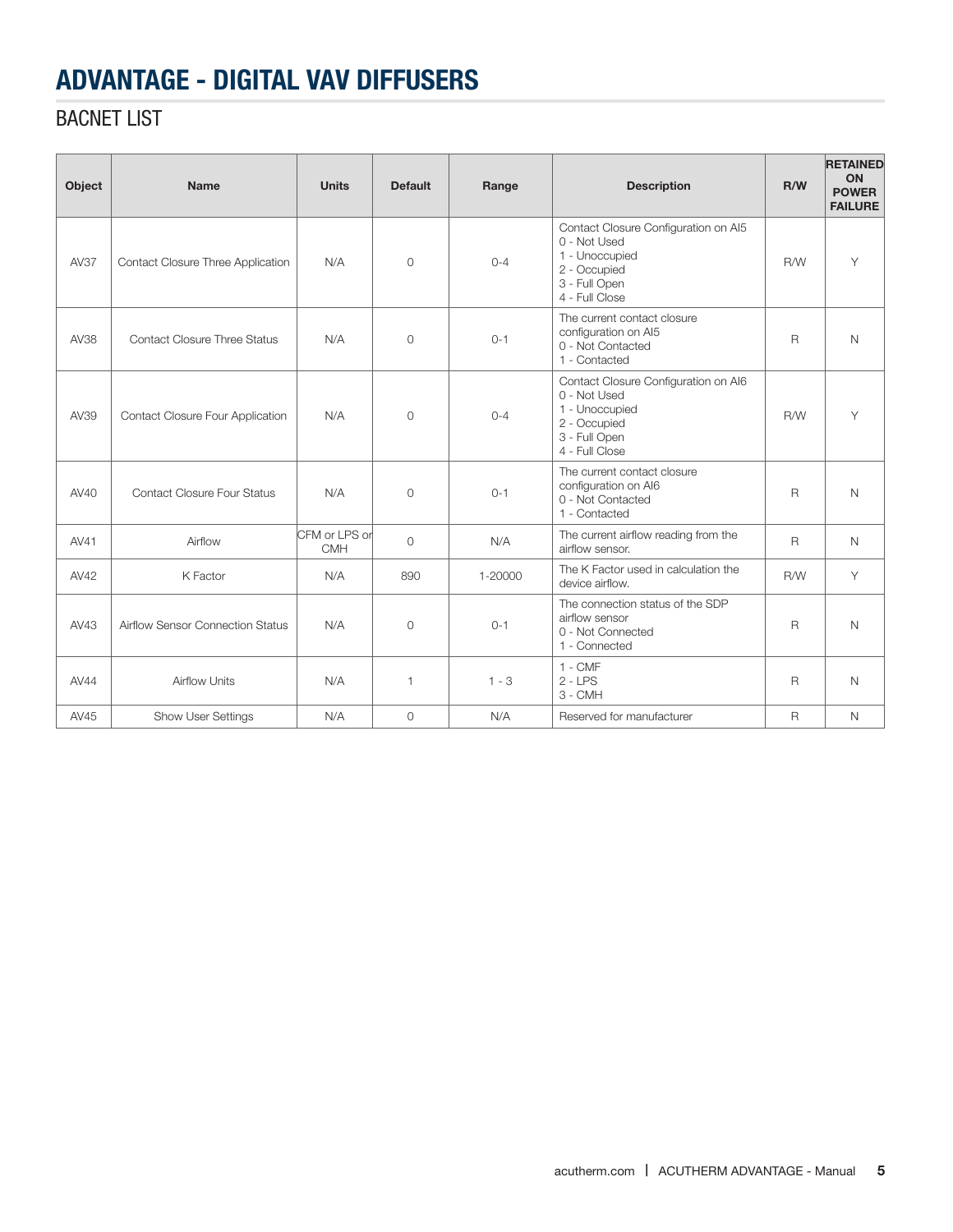# ADVANTAGE - DIGITAL VAV DIFFUSERS

## BACNET LIST

| Object | Name | Units | Default | Range | Description | R/W | RETAINED ON POWER FAILURE |
|---|---|---|---|---|---|---|---|
| AV37 | Contact Closure Three Application | N/A | 0 | 0-4 | Contact Closure Configuration on AI5<br>0 - Not Used<br>1 - Unoccupied<br>2 - Occupied<br>3 - Full Open<br>4 - Full Close | R/W | Y |
| AV38 | Contact Closure Three Status | N/A | 0 | 0-1 | The current contact closure configuration on AI5<br>0 - Not Contacted<br>1 - Contacted | R | N |
| AV39 | Contact Closure Four Application | N/A | 0 | 0-4 | Contact Closure Configuration on AI6<br>0 - Not Used<br>1 - Unoccupied<br>2 - Occupied<br>3 - Full Open<br>4 - Full Close | R/W | Y |
| AV40 | Contact Closure Four Status | N/A | 0 | 0-1 | The current contact closure configuration on AI6<br>0 - Not Contacted<br>1 - Contacted | R | N |
| AV41 | Airflow | CFM or LPS or CMH | 0 | N/A | The current airflow reading from the airflow sensor. | R | N |
| AV42 | K Factor | N/A | 890 | 1-20000 | The K Factor used in calculation the device airflow. | R/W | Y |
| AV43 | Airflow Sensor Connection Status | N/A | 0 | 0-1 | The connection status of the SDP airflow sensor<br>0 - Not Connected<br>1 - Connected | R | N |
| AV44 | Airflow Units | N/A | 1 | 1 - 3 | 1 - CMF<br>2 - LPS<br>3 - CMH | R | N |
| AV45 | Show User Settings | N/A | 0 | N/A | Reserved for manufacturer | R | N |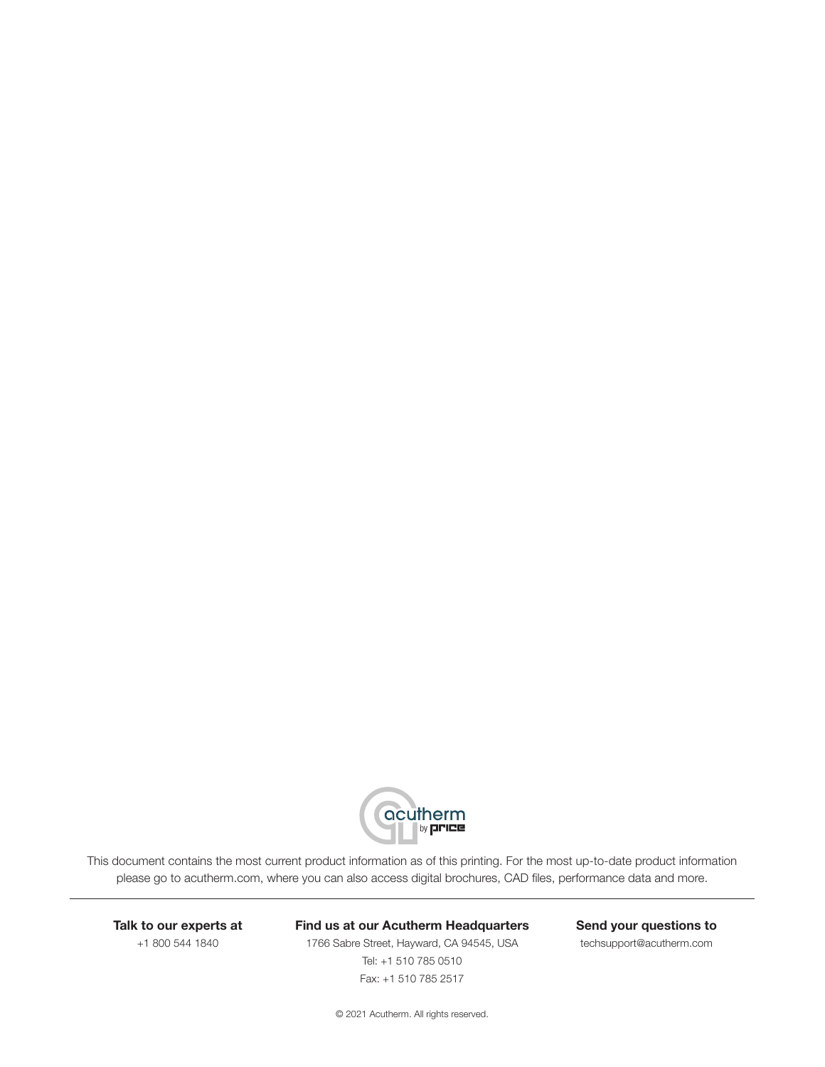This document contains the most current product information as of this printing. For the most up-to-date product information please go to acutherm.com, where you can also access digital brochures, CAD files, performance data and more.

**Talk to our experts at**
+1 800 544 1840

**Find us at our Acutherm Headquarters**
1766 Sabre Street, Hayward, CA 94545, USA
Tel: +1 510 785 0510
Fax: +1 510 785 2517

**Send your questions to**
techsupport@acutherm.com

© 2021 Acutherm. All rights reserved.